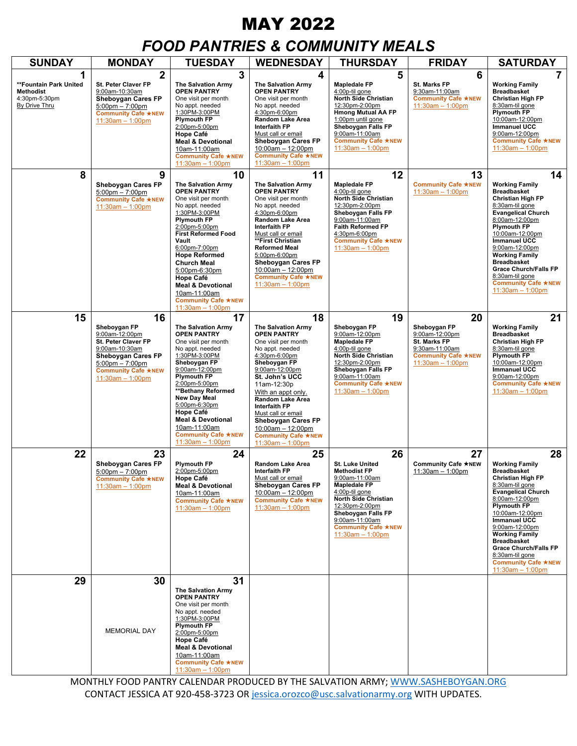# MAY 2022

## *FOOD PANTRIES & COMMUNITY MEALS*

| SUNDAY | MONDAY | TUESDAY | WEDNESDAY | THURSDAY | FRIDAY | SATURDAY |
|---|---|---|---|---|---|---|
| **1**<br>**\*\*Fountain Park United Methodist**<br>4:30pm-5:30pm<br>By Drive Thru | **2**<br>**St. Peter Claver FP**<br>9:00am-10:30am<br>**Sheboygan Cares FP**<br>5:00pm – 7:00pm<br>**Community Cafe ★NEW**<br>11:30am – 1:00pm | **3**<br>**The Salvation Army OPEN PANTRY**<br>One visit per month<br>No appt. needed<br>1:30PM-3:00PM<br>**Plymouth FP**<br>2:00pm-5:00pm<br>**Hope Café Meal & Devotional**<br>10am-11:00am<br>**Community Cafe ★NEW**<br>11:30am – 1:00pm | **4**<br>**The Salvation Army OPEN PANTRY**<br>One visit per month<br>No appt. needed<br>4:30pm-6:00pm<br>**Random Lake Area Interfaith FP**<br>Must call or email<br>**Sheboygan Cares FP**<br>10:00am – 12:00pm<br>**Community Cafe ★NEW**<br>11:30am – 1:00pm | **5**<br>**Mapledale FP**<br>4:00p-til gone<br>**North Side Christian**<br>12:30pm-2:00pm<br>**Hmong Mutual AA FP**<br>1:00pm until gone<br>**Sheboygan Falls FP**<br>9:00am-11:00am<br>**Community Cafe ★NEW**<br>11:30am – 1:00pm | **6**<br>**St. Marks FP**<br>9:30am-11:00am<br>**Community Cafe ★NEW**<br>11:30am – 1:00pm | **7**<br>**Working Family Breadbasket Christian High FP**<br>8:30am-til gone<br>**Plymouth FP**<br>10:00am-12:00pm<br>**Immanuel UCC**<br>9:00am-12:00pm<br>**Community Cafe ★NEW**<br>11:30am – 1:00pm |
| **8** | **9**<br>**Sheboygan Cares FP**<br>5:00pm – 7:00pm<br>**Community Cafe ★NEW**<br>11:30am – 1:00pm | **10**<br>**The Salvation Army OPEN PANTRY**<br>One visit per month<br>No appt. needed<br>1:30PM-3:00PM<br>**Plymouth FP**<br>2:00pm-5:00pm<br>**First Reformed Food Vault**<br>6:00pm-7:00pm<br>**Hope Reformed Church Meal**<br>5:00pm-6:30pm<br>**Hope Café Meal & Devotional**<br>10am-11:00am<br>**Community Cafe ★NEW**<br>11:30am – 1:00pm | **11**<br>**The Salvation Army OPEN PANTRY**<br>One visit per month<br>No appt. needed<br>4:30pm-6:00pm<br>**Random Lake Area Interfaith FP**<br>Must call or email<br>**\*\*First Christian Reformed Meal**<br>5:00pm-6:00pm<br>**Sheboygan Cares FP**<br>10:00am – 12:00pm<br>**Community Cafe ★NEW**<br>11:30am – 1:00pm | **12**<br>**Mapledale FP**<br>4:00p-til gone<br>**North Side Christian**<br>12:30pm-2:00pm<br>**Sheboygan Falls FP**<br>9:00am-11:00am<br>**Faith Reformed FP**<br>4:30pm-6:00pm<br>**Community Cafe ★NEW**<br>11:30am – 1:00pm | **13**<br>**Community Cafe ★NEW**<br>11:30am – 1:00pm | **14**<br>**Working Family Breadbasket Christian High FP**<br>8:30am-til gone<br>**Evangelical Church**<br>8:00am-12:00pm<br>**Plymouth FP**<br>10:00am-12:00pm<br>**Immanuel UCC**<br>9:00am-12:00pm<br>**Working Family Breadbasket Grace Church/Falls FP**<br>8:30am-til gone<br>**Community Cafe ★NEW**<br>11:30am – 1:00pm |
| **15** | **16**<br>**Sheboygan FP**<br>9:00am-12:00pm<br>**St. Peter Claver FP**<br>9:00am-10:30am<br>**Sheboygan Cares FP**<br>5:00pm – 7:00pm<br>**Community Cafe ★NEW**<br>11:30am – 1:00pm | **17**<br>**The Salvation Army OPEN PANTRY**<br>One visit per month<br>No appt. needed<br>1:30PM-3:00PM<br>**Sheboygan FP**<br>9:00am-12:00pm<br>**Plymouth FP**<br>2:00pm-5:00pm<br>**\*\*Bethany Reformed New Day Meal**<br>5:00pm-6:30pm<br>**Hope Café Meal & Devotional**<br>10am-11:00am<br>**Community Cafe ★NEW**<br>11:30am – 1:00pm | **18**<br>**The Salvation Army OPEN PANTRY**<br>One visit per month<br>No appt. needed<br>4:30pm-6:00pm<br>**Sheboygan FP**<br>9:00am-12:00pm<br>**St. John's UCC**<br>11am-12:30p<br>With an appt only.<br>**Random Lake Area Interfaith FP**<br>Must call or email<br>**Sheboygan Cares FP**<br>10:00am – 12:00pm<br>**Community Cafe ★NEW**<br>11:30am – 1:00pm | **19**<br>**Sheboygan FP**<br>9:00am-12:00pm<br>**Mapledale FP**<br>4:00p-til gone<br>**North Side Christian**<br>12:30pm-2:00pm<br>**Sheboygan Falls FP**<br>9:00am-11:00am<br>**Community Cafe ★NEW**<br>11:30am – 1:00pm | **20**<br>**Sheboygan FP**<br>9:00am-12:00pm<br>**St. Marks FP**<br>9:30am-11:00am<br>**Community Cafe ★NEW**<br>11:30am – 1:00pm | **21**<br>**Working Family Breadbasket Christian High FP**<br>8:30am-til gone<br>**Plymouth FP**<br>10:00am-12:00pm<br>**Immanuel UCC**<br>9:00am-12:00pm<br>**Community Cafe ★NEW**<br>11:30am – 1:00pm |
| **22** | **23**<br>**Sheboygan Cares FP**<br>5:00pm – 7:00pm<br>**Community Cafe ★NEW**<br>11:30am – 1:00pm | **24**<br>**Plymouth FP**<br>2:00pm-5:00pm<br>**Hope Café Meal & Devotional**<br>10am-11:00am<br>**Community Cafe ★NEW**<br>11:30am – 1:00pm | **25**<br>**Random Lake Area Interfaith FP**<br>Must call or email<br>**Sheboygan Cares FP**<br>10:00am – 12:00pm<br>**Community Cafe ★NEW**<br>11:30am – 1:00pm | **26**<br>**St. Luke United Methodist FP**<br>9:00am-11:00am<br>**Mapledale FP**<br>4:00p-til gone<br>**North Side Christian**<br>12:30pm-2:00pm<br>**Sheboygan Falls FP**<br>9:00am-11:00am<br>**Community Cafe ★NEW**<br>11:30am – 1:00pm | **27**<br>**Community Cafe ★NEW**<br>11:30am – 1:00pm | **28**<br>**Working Family Breadbasket Christian High FP**<br>8:30am-til gone<br>**Evangelical Church**<br>8:00am-12:00pm<br>**Plymouth FP**<br>10:00am-12:00pm<br>**Immanuel UCC**<br>9:00am-12:00pm<br>**Working Family Breadbasket Grace Church/Falls FP**<br>8:30am-til gone<br>**Community Cafe ★NEW**<br>11:30am – 1:00pm |
| **29** | **30**<br>MEMORIAL DAY | **31**<br>**The Salvation Army OPEN PANTRY**<br>One visit per month<br>No appt. needed<br>1:30PM-3:00PM<br>**Plymouth FP**<br>2:00pm-5:00pm<br>**Hope Café Meal & Devotional**<br>10am-11:00am<br>**Community Cafe ★NEW**<br>11:30am – 1:00pm | | | | |

MONTHLY FOOD PANTRY CALENDAR PRODUCED BY THE SALVATION ARMY; WWW.SASHEBOYGAN.ORG
CONTACT JESSICA AT 920-458-3723 OR jessica.orozco@usc.salvationarmy.org WITH UPDATES.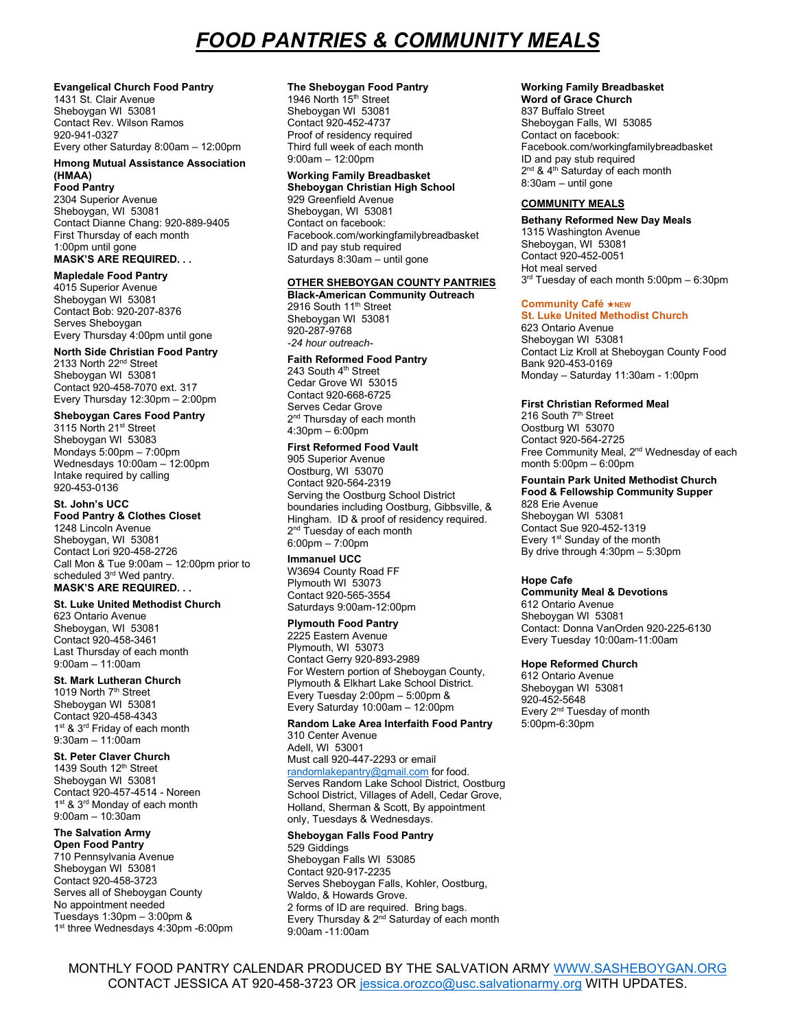# FOOD PANTRIES & COMMUNITY MEALS

**Evangelical Church Food Pantry**
1431 St. Clair Avenue
Sheboygan WI 53081
Contact Rev. Wilson Ramos
920-941-0327
Every other Saturday 8:00am – 12:00pm

**Hmong Mutual Assistance Association (HMAA)**
**Food Pantry**
2304 Superior Avenue
Sheboygan, WI 53081
Contact Dianne Chang: 920-889-9405
First Thursday of each month
1:00pm until gone
**MASK'S ARE REQUIRED. . .**

**Mapledale Food Pantry**
4015 Superior Avenue
Sheboygan WI 53081
Contact Bob: 920-207-8376
Serves Sheboygan
Every Thursday 4:00pm until gone

**North Side Christian Food Pantry**
2133 North 22nd Street
Sheboygan WI 53081
Contact 920-458-7070 ext. 317
Every Thursday 12:30pm – 2:00pm

**Sheboygan Cares Food Pantry**
3115 North 21st Street
Sheboygan WI 53083
Mondays 5:00pm – 7:00pm
Wednesdays 10:00am – 12:00pm
Intake required by calling
920-453-0136

**St. John's UCC**
**Food Pantry & Clothes Closet**
1248 Lincoln Avenue
Sheboygan, WI 53081
Contact Lori 920-458-2726
Call Mon & Tue 9:00am – 12:00pm prior to scheduled 3rd Wed pantry.
**MASK'S ARE REQUIRED. . .**

**St. Luke United Methodist Church**
623 Ontario Avenue
Sheboygan, WI 53081
Contact 920-458-3461
Last Thursday of each month
9:00am – 11:00am

**St. Mark Lutheran Church**
1019 North 7th Street
Sheboygan WI 53081
Contact 920-458-4343
1st & 3rd Friday of each month
9:30am – 11:00am

**St. Peter Claver Church**
1439 South 12th Street
Sheboygan WI 53081
Contact 920-457-4514 - Noreen
1st & 3rd Monday of each month
9:00am – 10:30am

**The Salvation Army**
**Open Food Pantry**
710 Pennsylvania Avenue
Sheboygan WI 53081
Contact 920-458-3723
Serves all of Sheboygan County
No appointment needed
Tuesdays 1:30pm – 3:00pm &
1st three Wednesdays 4:30pm -6:00pm

**The Sheboygan Food Pantry**
1946 North 15th Street
Sheboygan WI 53081
Contact 920-452-4737
Proof of residency required
Third full week of each month
9:00am – 12:00pm

**Working Family Breadbasket**
**Sheboygan Christian High School**
929 Greenfield Avenue
Sheboygan, WI 53081
Contact on facebook:
Facebook.com/workingfamilybreadbasket
ID and pay stub required
Saturdays 8:30am – until gone

## OTHER SHEBOYGAN COUNTY PANTRIES

**Black-American Community Outreach**
2916 South 11th Street
Sheboygan WI 53081
920-287-9768
*-24 hour outreach-*

**Faith Reformed Food Pantry**
243 South 4th Street
Cedar Grove WI 53015
Contact 920-668-6725
Serves Cedar Grove
2nd Thursday of each month
4:30pm – 6:00pm

**First Reformed Food Vault**
905 Superior Avenue
Oostburg, WI 53070
Contact 920-564-2319
Serving the Oostburg School District boundaries including Oostburg, Gibbsville, & Hingham. ID & proof of residency required.
2nd Tuesday of each month
6:00pm – 7:00pm

**Immanuel UCC**
W3694 County Road FF
Plymouth WI 53073
Contact 920-565-3554
Saturdays 9:00am-12:00pm

**Plymouth Food Pantry**
2225 Eastern Avenue
Plymouth, WI 53073
Contact Gerry 920-893-2989
For Western portion of Sheboygan County, Plymouth & Elkhart Lake School District.
Every Tuesday 2:00pm – 5:00pm &
Every Saturday 10:00am – 12:00pm

**Random Lake Area Interfaith Food Pantry**
310 Center Avenue
Adell, WI 53001
Must call 920-447-2293 or email randomlakepantry@gmail.com for food.
Serves Random Lake School District, Oostburg School District, Villages of Adell, Cedar Grove, Holland, Sherman & Scott, By appointment only, Tuesdays & Wednesdays.

**Sheboygan Falls Food Pantry**
529 Giddings
Sheboygan Falls WI 53085
Contact 920-917-2235
Serves Sheboygan Falls, Kohler, Oostburg, Waldo, & Howards Grove.
2 forms of ID are required. Bring bags.
Every Thursday & 2nd Saturday of each month
9:00am -11:00am

**Working Family Breadbasket**
**Word of Grace Church**
837 Buffalo Street
Sheboygan Falls, WI 53085
Contact on facebook:
Facebook.com/workingfamilybreadbasket
ID and pay stub required
2nd & 4th Saturday of each month
8:30am – until gone

## COMMUNITY MEALS

**Bethany Reformed New Day Meals**
1315 Washington Avenue
Sheboygan, WI 53081
Contact 920-452-0051
Hot meal served
3rd Tuesday of each month 5:00pm – 6:30pm

**Community Café ★NEW**
**St. Luke United Methodist Church**
623 Ontario Avenue
Sheboygan WI 53081
Contact Liz Kroll at Sheboygan County Food Bank 920-453-0169
Monday – Saturday 11:30am - 1:00pm

**First Christian Reformed Meal**
216 South 7th Street
Oostburg WI 53070
Contact 920-564-2725
Free Community Meal, 2nd Wednesday of each month 5:00pm – 6:00pm

**Fountain Park United Methodist Church**
**Food & Fellowship Community Supper**
828 Erie Avenue
Sheboygan WI 53081
Contact Sue 920-452-1319
Every 1st Sunday of the month
By drive through 4:30pm – 5:30pm

**Hope Cafe**
**Community Meal & Devotions**
612 Ontario Avenue
Sheboygan WI 53081
Contact: Donna VanOrden 920-225-6130
Every Tuesday 10:00am-11:00am

**Hope Reformed Church**
612 Ontario Avenue
Sheboygan WI 53081
920-452-5648
Every 2nd Tuesday of month
5:00pm-6:30pm

MONTHLY FOOD PANTRY CALENDAR PRODUCED BY THE SALVATION ARMY WWW.SASHEBOYGAN.ORG
CONTACT JESSICA AT 920-458-3723 OR jessica.orozco@usc.salvationarmy.org WITH UPDATES.